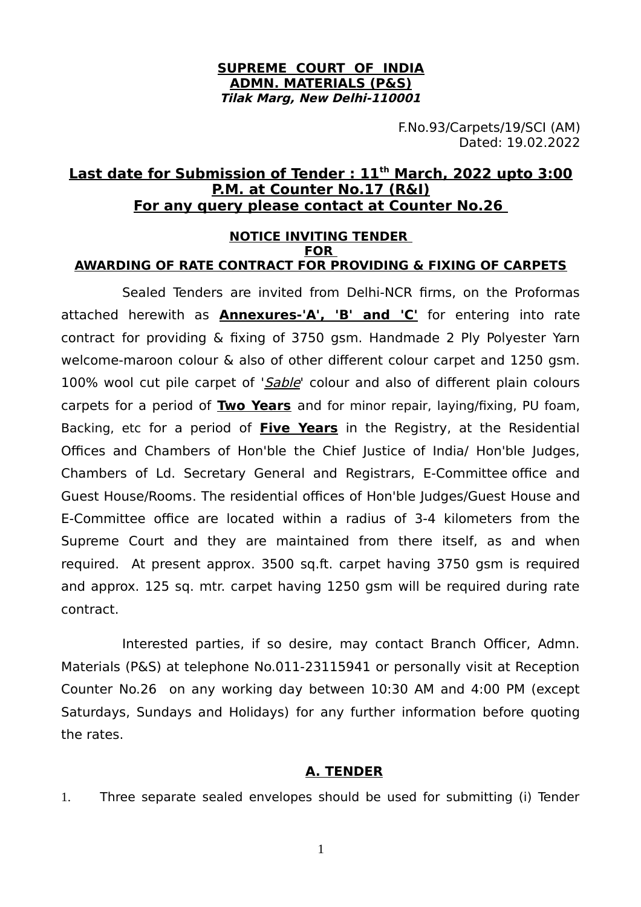**SUPREME COURT OF INDIA**
**ADMN. MATERIALS (P&S)**
***Tilak Marg, New Delhi-110001***

F.No.93/Carpets/19/SCI (AM)
Dated: 19.02.2022

## Last date for Submission of Tender : 11th March, 2022 upto 3:00 P.M. at Counter No.17 (R&I) For any query please contact at Counter No.26

### NOTICE INVITING TENDER FOR AWARDING OF RATE CONTRACT FOR PROVIDING & FIXING OF CARPETS

Sealed Tenders are invited from Delhi-NCR firms, on the Proformas attached herewith as **Annexures-'A', 'B' and 'C'** for entering into rate contract for providing & fixing of 3750 gsm. Handmade 2 Ply Polyester Yarn welcome-maroon colour & also of other different colour carpet and 1250 gsm. 100% wool cut pile carpet of '*Sable*' colour and also of different plain colours carpets for a period of **Two Years** and for minor repair, laying/fixing, PU foam, Backing, etc for a period of **Five Years** in the Registry, at the Residential Offices and Chambers of Hon'ble the Chief Justice of India/ Hon'ble Judges, Chambers of Ld. Secretary General and Registrars, E-Committee office and Guest House/Rooms. The residential offices of Hon'ble Judges/Guest House and E-Committee office are located within a radius of 3-4 kilometers from the Supreme Court and they are maintained from there itself, as and when required. At present approx. 3500 sq.ft. carpet having 3750 gsm is required and approx. 125 sq. mtr. carpet having 1250 gsm will be required during rate contract.

Interested parties, if so desire, may contact Branch Officer, Admn. Materials (P&S) at telephone No.011-23115941 or personally visit at Reception Counter No.26 on any working day between 10:30 AM and 4:00 PM (except Saturdays, Sundays and Holidays) for any further information before quoting the rates.

### A. TENDER

1. Three separate sealed envelopes should be used for submitting (i) Tender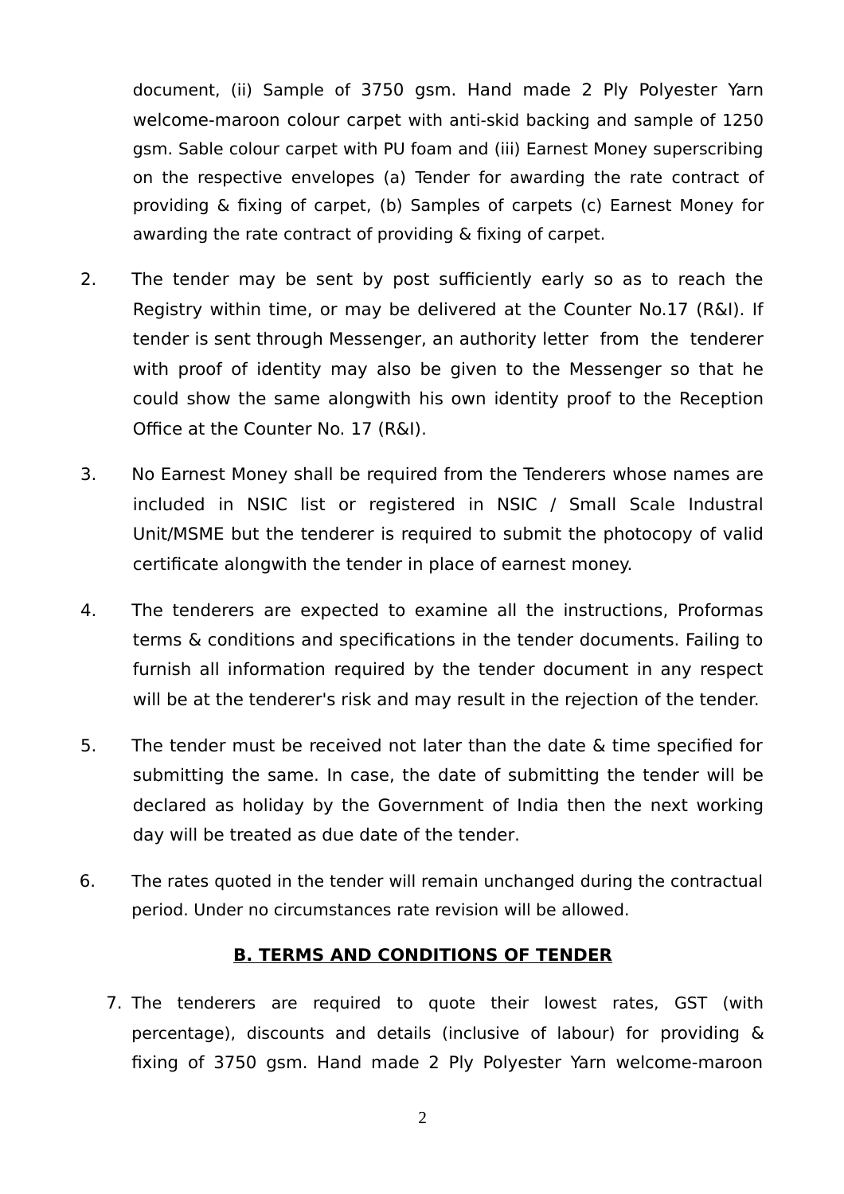document, (ii) Sample of 3750 gsm. Hand made 2 Ply Polyester Yarn welcome-maroon colour carpet with anti-skid backing and sample of 1250 gsm. Sable colour carpet with PU foam and (iii) Earnest Money superscribing on the respective envelopes (a) Tender for awarding the rate contract of providing & fixing of carpet, (b) Samples of carpets (c) Earnest Money for awarding the rate contract of providing & fixing of carpet.

2. The tender may be sent by post sufficiently early so as to reach the Registry within time, or may be delivered at the Counter No.17 (R&I). If tender is sent through Messenger, an authority letter from the tenderer with proof of identity may also be given to the Messenger so that he could show the same alongwith his own identity proof to the Reception Office at the Counter No. 17 (R&I).

3. No Earnest Money shall be required from the Tenderers whose names are included in NSIC list or registered in NSIC / Small Scale Industral Unit/MSME but the tenderer is required to submit the photocopy of valid certificate alongwith the tender in place of earnest money.

4. The tenderers are expected to examine all the instructions, Proformas terms & conditions and specifications in the tender documents. Failing to furnish all information required by the tender document in any respect will be at the tenderer's risk and may result in the rejection of the tender.

5. The tender must be received not later than the date & time specified for submitting the same. In case, the date of submitting the tender will be declared as holiday by the Government of India then the next working day will be treated as due date of the tender.

6. The rates quoted in the tender will remain unchanged during the contractual period. Under no circumstances rate revision will be allowed.

## B. TERMS AND CONDITIONS OF TENDER

7. The tenderers are required to quote their lowest rates, GST (with percentage), discounts and details (inclusive of labour) for providing & fixing of 3750 gsm. Hand made 2 Ply Polyester Yarn welcome-maroon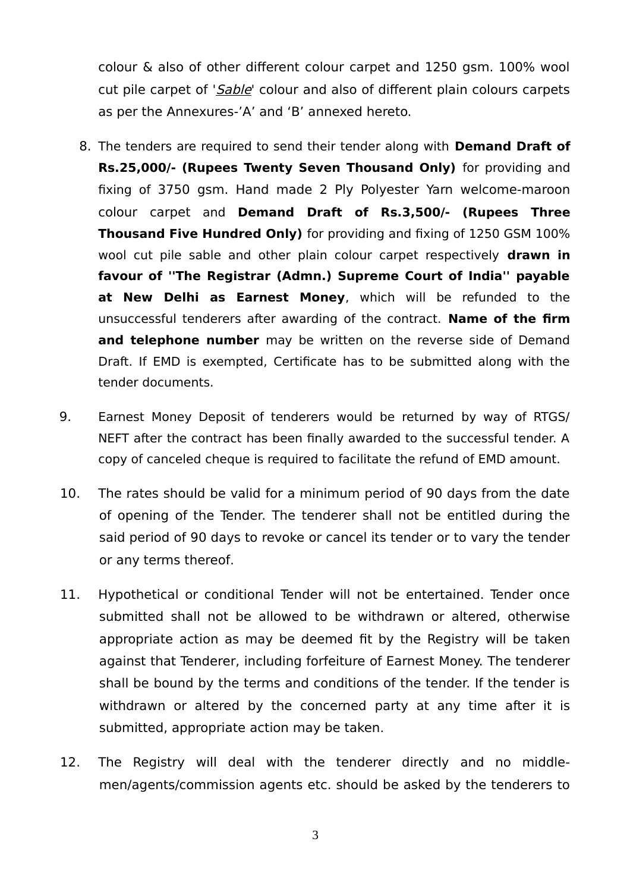colour & also of other different colour carpet and 1250 gsm. 100% wool cut pile carpet of '*Sable*' colour and also of different plain colours carpets as per the Annexures-'A' and 'B' annexed hereto.

8. The tenders are required to send their tender along with **Demand Draft of Rs.25,000/- (Rupees Twenty Seven Thousand Only)** for providing and fixing of 3750 gsm. Hand made 2 Ply Polyester Yarn welcome-maroon colour carpet and **Demand Draft of Rs.3,500/- (Rupees Three Thousand Five Hundred Only)** for providing and fixing of 1250 GSM 100% wool cut pile sable and other plain colour carpet respectively **drawn in favour of ''The Registrar (Admn.) Supreme Court of India'' payable at New Delhi as Earnest Money**, which will be refunded to the unsuccessful tenderers after awarding of the contract. **Name of the firm and telephone number** may be written on the reverse side of Demand Draft. If EMD is exempted, Certificate has to be submitted along with the tender documents.

9. Earnest Money Deposit of tenderers would be returned by way of RTGS/ NEFT after the contract has been finally awarded to the successful tender. A copy of canceled cheque is required to facilitate the refund of EMD amount.

10. The rates should be valid for a minimum period of 90 days from the date of opening of the Tender. The tenderer shall not be entitled during the said period of 90 days to revoke or cancel its tender or to vary the tender or any terms thereof.

11. Hypothetical or conditional Tender will not be entertained. Tender once submitted shall not be allowed to be withdrawn or altered, otherwise appropriate action as may be deemed fit by the Registry will be taken against that Tenderer, including forfeiture of Earnest Money. The tenderer shall be bound by the terms and conditions of the tender. If the tender is withdrawn or altered by the concerned party at any time after it is submitted, appropriate action may be taken.

12. The Registry will deal with the tenderer directly and no middle-men/agents/commission agents etc. should be asked by the tenderers to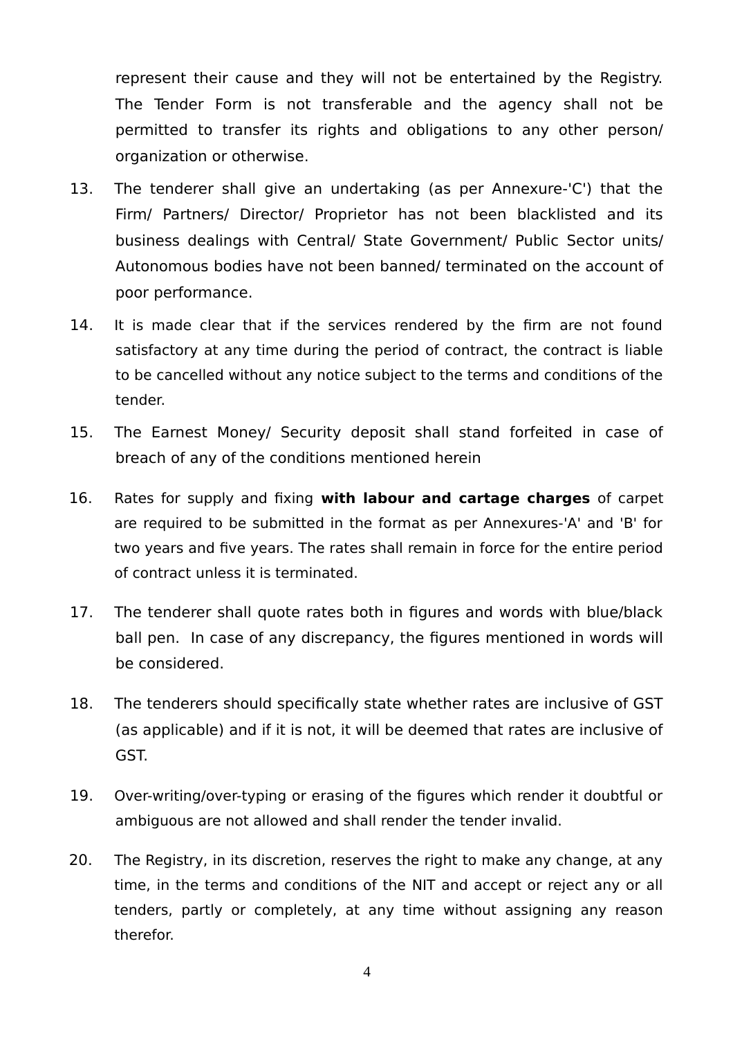represent their cause and they will not be entertained by the Registry. The Tender Form is not transferable and the agency shall not be permitted to transfer its rights and obligations to any other person/ organization or otherwise.

13. The tenderer shall give an undertaking (as per Annexure-'C') that the Firm/ Partners/ Director/ Proprietor has not been blacklisted and its business dealings with Central/ State Government/ Public Sector units/ Autonomous bodies have not been banned/ terminated on the account of poor performance.

14. It is made clear that if the services rendered by the firm are not found satisfactory at any time during the period of contract, the contract is liable to be cancelled without any notice subject to the terms and conditions of the tender.

15. The Earnest Money/ Security deposit shall stand forfeited in case of breach of any of the conditions mentioned herein

16. Rates for supply and fixing **with labour and cartage charges** of carpet are required to be submitted in the format as per Annexures-'A' and 'B' for two years and five years. The rates shall remain in force for the entire period of contract unless it is terminated.

17. The tenderer shall quote rates both in figures and words with blue/black ball pen. In case of any discrepancy, the figures mentioned in words will be considered.

18. The tenderers should specifically state whether rates are inclusive of GST (as applicable) and if it is not, it will be deemed that rates are inclusive of GST.

19. Over-writing/over-typing or erasing of the figures which render it doubtful or ambiguous are not allowed and shall render the tender invalid.

20. The Registry, in its discretion, reserves the right to make any change, at any time, in the terms and conditions of the NIT and accept or reject any or all tenders, partly or completely, at any time without assigning any reason therefor.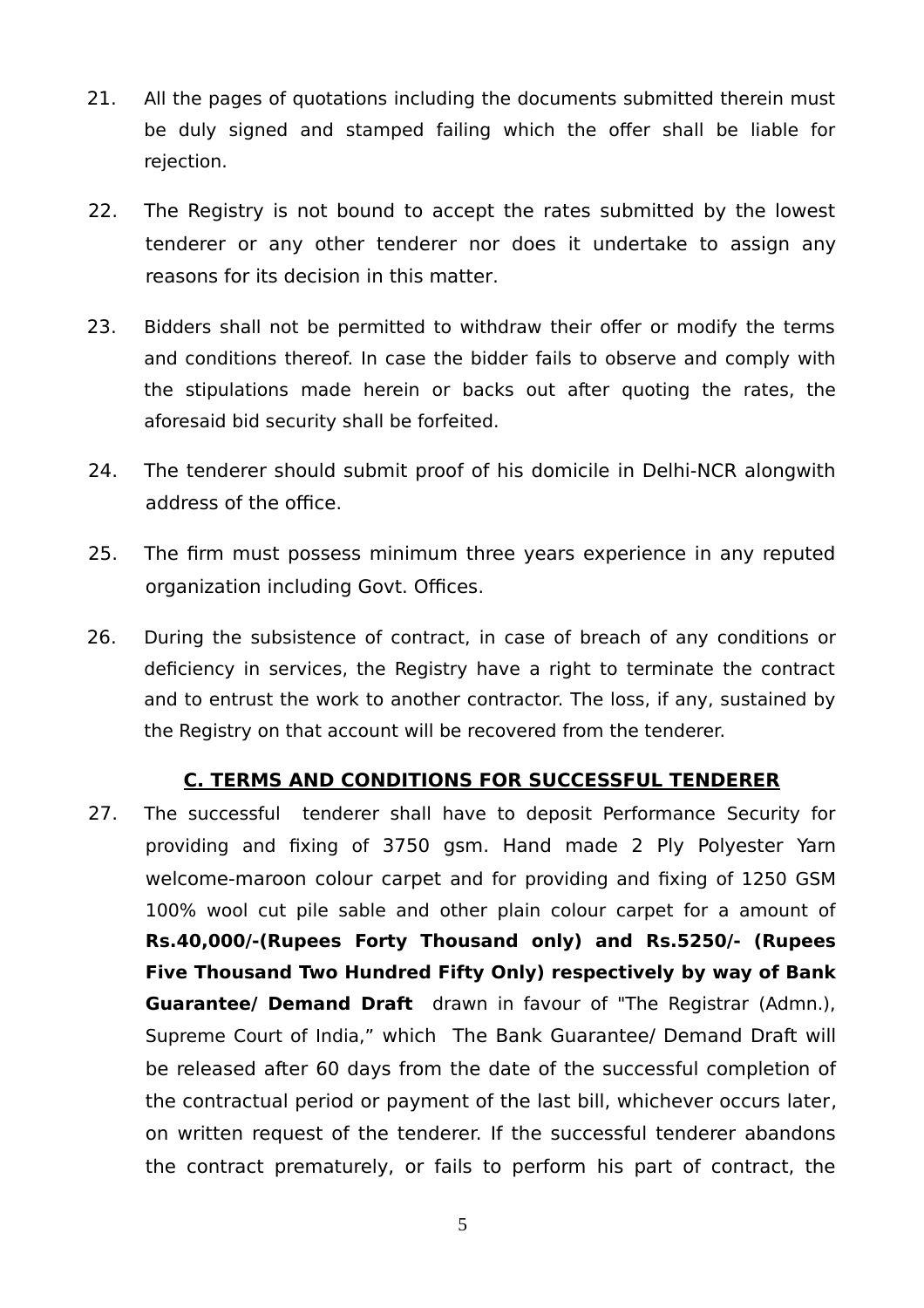21. All the pages of quotations including the documents submitted therein must be duly signed and stamped failing which the offer shall be liable for rejection.

22. The Registry is not bound to accept the rates submitted by the lowest tenderer or any other tenderer nor does it undertake to assign any reasons for its decision in this matter.

23. Bidders shall not be permitted to withdraw their offer or modify the terms and conditions thereof. In case the bidder fails to observe and comply with the stipulations made herein or backs out after quoting the rates, the aforesaid bid security shall be forfeited.

24. The tenderer should submit proof of his domicile in Delhi-NCR alongwith address of the office.

25. The firm must possess minimum three years experience in any reputed organization including Govt. Offices.

26. During the subsistence of contract, in case of breach of any conditions or deficiency in services, the Registry have a right to terminate the contract and to entrust the work to another contractor. The loss, if any, sustained by the Registry on that account will be recovered from the tenderer.

## C. TERMS AND CONDITIONS FOR SUCCESSFUL TENDERER

27. The successful tenderer shall have to deposit Performance Security for providing and fixing of 3750 gsm. Hand made 2 Ply Polyester Yarn welcome-maroon colour carpet and for providing and fixing of 1250 GSM 100% wool cut pile sable and other plain colour carpet for a amount of **Rs.40,000/-(Rupees Forty Thousand only) and Rs.5250/- (Rupees Five Thousand Two Hundred Fifty Only) respectively by way of Bank Guarantee/ Demand Draft** drawn in favour of "The Registrar (Admn.), Supreme Court of India," which The Bank Guarantee/ Demand Draft will be released after 60 days from the date of the successful completion of the contractual period or payment of the last bill, whichever occurs later, on written request of the tenderer. If the successful tenderer abandons the contract prematurely, or fails to perform his part of contract, the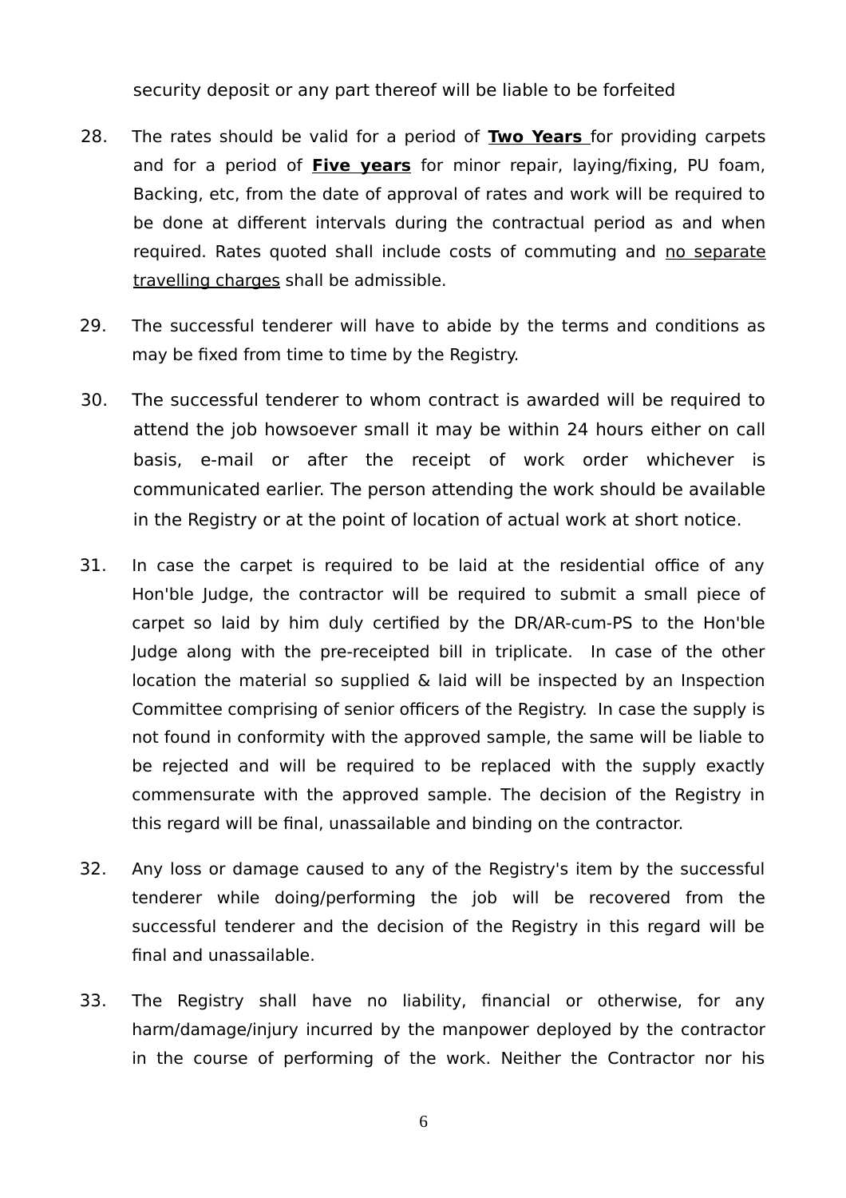security deposit or any part thereof will be liable to be forfeited

28. The rates should be valid for a period of **Two Years** for providing carpets and for a period of **Five years** for minor repair, laying/fixing, PU foam, Backing, etc, from the date of approval of rates and work will be required to be done at different intervals during the contractual period as and when required. Rates quoted shall include costs of commuting and no separate travelling charges shall be admissible.

29. The successful tenderer will have to abide by the terms and conditions as may be fixed from time to time by the Registry.

30. The successful tenderer to whom contract is awarded will be required to attend the job howsoever small it may be within 24 hours either on call basis, e-mail or after the receipt of work order whichever is communicated earlier. The person attending the work should be available in the Registry or at the point of location of actual work at short notice.

31. In case the carpet is required to be laid at the residential office of any Hon'ble Judge, the contractor will be required to submit a small piece of carpet so laid by him duly certified by the DR/AR-cum-PS to the Hon'ble Judge along with the pre-receipted bill in triplicate. In case of the other location the material so supplied & laid will be inspected by an Inspection Committee comprising of senior officers of the Registry. In case the supply is not found in conformity with the approved sample, the same will be liable to be rejected and will be required to be replaced with the supply exactly commensurate with the approved sample. The decision of the Registry in this regard will be final, unassailable and binding on the contractor.

32. Any loss or damage caused to any of the Registry's item by the successful tenderer while doing/performing the job will be recovered from the successful tenderer and the decision of the Registry in this regard will be final and unassailable.

33. The Registry shall have no liability, financial or otherwise, for any harm/damage/injury incurred by the manpower deployed by the contractor in the course of performing of the work. Neither the Contractor nor his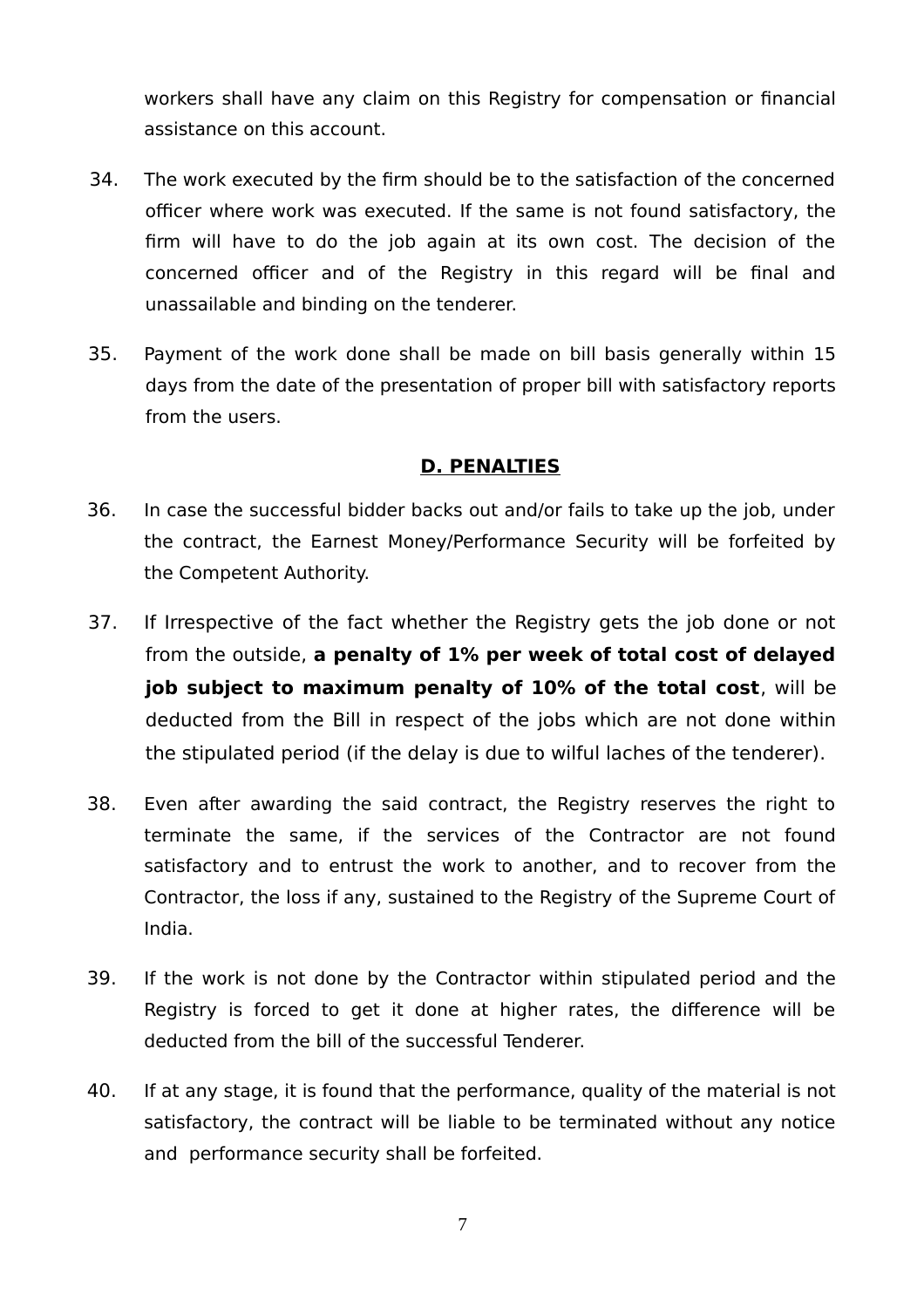workers shall have any claim on this Registry for compensation or financial assistance on this account.

34. The work executed by the firm should be to the satisfaction of the concerned officer where work was executed. If the same is not found satisfactory, the firm will have to do the job again at its own cost. The decision of the concerned officer and of the Registry in this regard will be final and unassailable and binding on the tenderer.

35. Payment of the work done shall be made on bill basis generally within 15 days from the date of the presentation of proper bill with satisfactory reports from the users.

## D. PENALTIES

36. In case the successful bidder backs out and/or fails to take up the job, under the contract, the Earnest Money/Performance Security will be forfeited by the Competent Authority.

37. If Irrespective of the fact whether the Registry gets the job done or not from the outside, **a penalty of 1% per week of total cost of delayed job subject to maximum penalty of 10% of the total cost**, will be deducted from the Bill in respect of the jobs which are not done within the stipulated period (if the delay is due to wilful laches of the tenderer).

38. Even after awarding the said contract, the Registry reserves the right to terminate the same, if the services of the Contractor are not found satisfactory and to entrust the work to another, and to recover from the Contractor, the loss if any, sustained to the Registry of the Supreme Court of India.

39. If the work is not done by the Contractor within stipulated period and the Registry is forced to get it done at higher rates, the difference will be deducted from the bill of the successful Tenderer.

40. If at any stage, it is found that the performance, quality of the material is not satisfactory, the contract will be liable to be terminated without any notice and performance security shall be forfeited.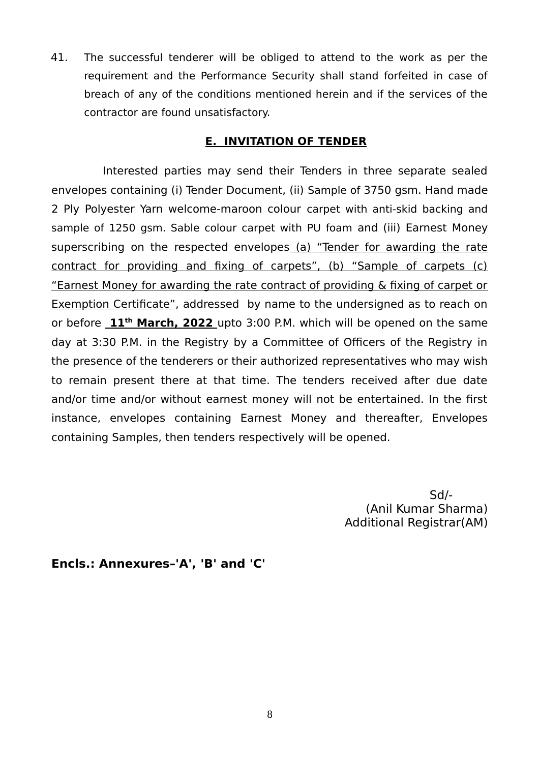41. The successful tenderer will be obliged to attend to the work as per the requirement and the Performance Security shall stand forfeited in case of breach of any of the conditions mentioned herein and if the services of the contractor are found unsatisfactory.

## E. INVITATION OF TENDER

Interested parties may send their Tenders in three separate sealed envelopes containing (i) Tender Document, (ii) Sample of 3750 gsm. Hand made 2 Ply Polyester Yarn welcome-maroon colour carpet with anti-skid backing and sample of 1250 gsm. Sable colour carpet with PU foam and (iii) Earnest Money superscribing on the respected envelopes (a) "Tender for awarding the rate contract for providing and fixing of carpets", (b) "Sample of carpets (c) "Earnest Money for awarding the rate contract of providing & fixing of carpet or Exemption Certificate", addressed by name to the undersigned as to reach on or before **11th March, 2022** upto 3:00 P.M. which will be opened on the same day at 3:30 P.M. in the Registry by a Committee of Officers of the Registry in the presence of the tenderers or their authorized representatives who may wish to remain present there at that time. The tenders received after due date and/or time and/or without earnest money will not be entertained. In the first instance, envelopes containing Earnest Money and thereafter, Envelopes containing Samples, then tenders respectively will be opened.

Sd/-
(Anil Kumar Sharma)
Additional Registrar(AM)

**Encls.: Annexures–'A', 'B' and 'C'**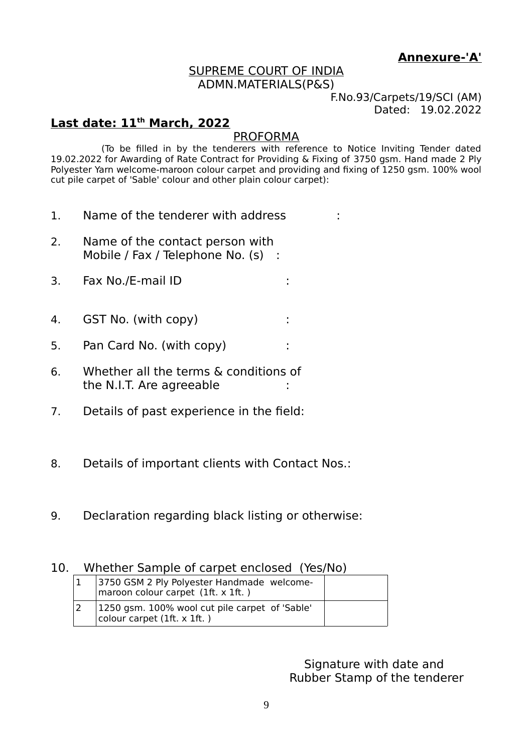**Annexure-'A'**

SUPREME COURT OF INDIA
ADMN.MATERIALS(P&S)

F.No.93/Carpets/19/SCI (AM)
Dated: 19.02.2022

**Last date: 11th March, 2022**

PROFORMA

(To be filled in by the tenderers with reference to Notice Inviting Tender dated 19.02.2022 for Awarding of Rate Contract for Providing & Fixing of 3750 gsm. Hand made 2 Ply Polyester Yarn welcome-maroon colour carpet and providing and fixing of 1250 gsm. 100% wool cut pile carpet of 'Sable' colour and other plain colour carpet):

1. Name of the tenderer with address :

2. Name of the contact person with Mobile / Fax / Telephone No. (s) :

3. Fax No./E-mail ID :

4. GST No. (with copy) :

5. Pan Card No. (with copy) :

6. Whether all the terms & conditions of the N.I.T. Are agreeable :

7. Details of past experience in the field:

8. Details of important clients with Contact Nos.:

9. Declaration regarding black listing or otherwise:

10. Whether Sample of carpet enclosed (Yes/No)

| | | |
|---|---|---|
| 1 | 3750 GSM 2 Ply Polyester Handmade welcome-maroon colour carpet (1ft. x 1ft. ) | |
| 2 | 1250 gsm. 100% wool cut pile carpet of 'Sable' colour carpet (1ft. x 1ft. ) | |

Signature with date and
Rubber Stamp of the tenderer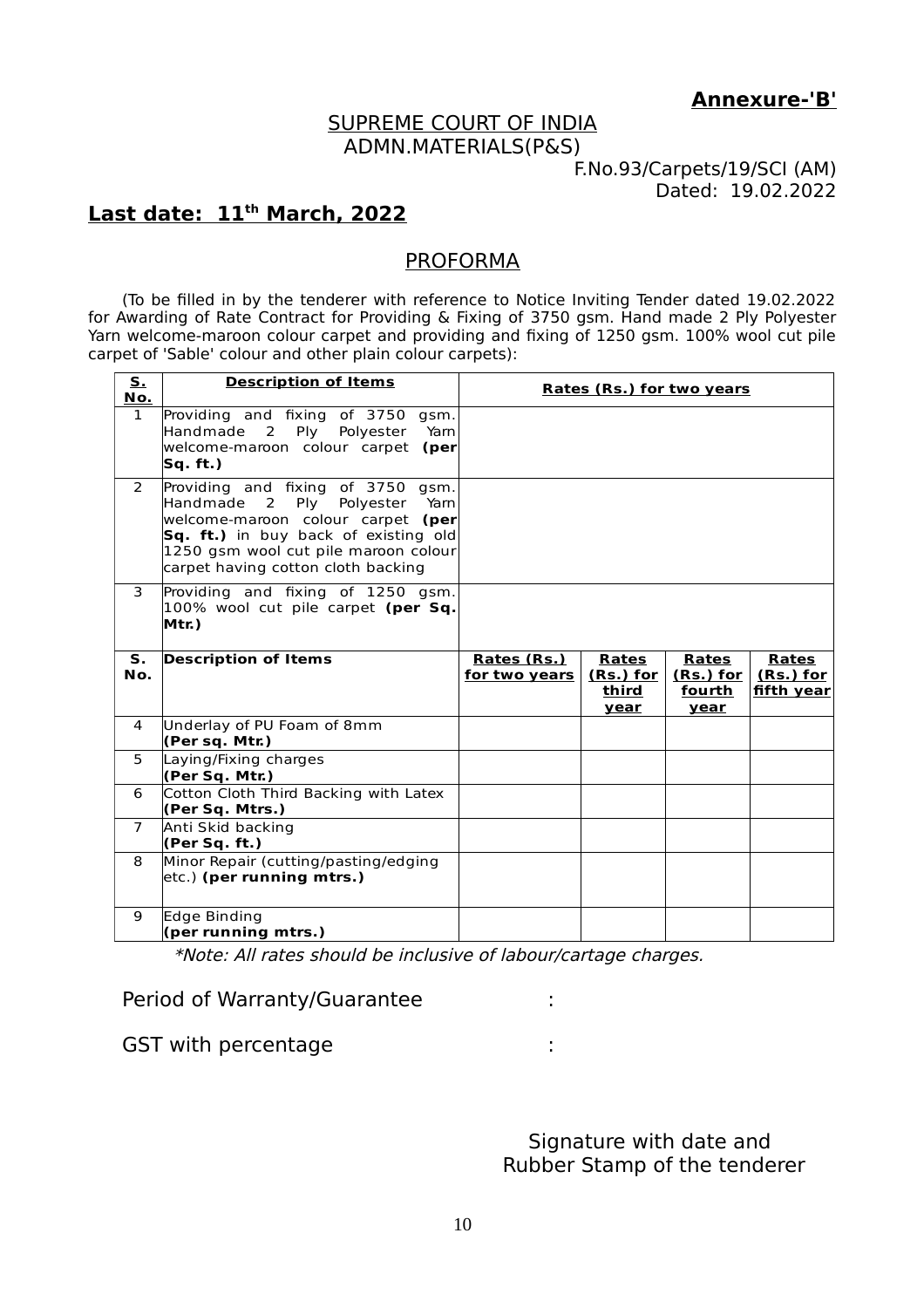**Annexure-'B'**

SUPREME COURT OF INDIA
ADMN.MATERIALS(P&S)

F.No.93/Carpets/19/SCI (AM)
Dated: 19.02.2022

**Last date: 11th March, 2022**

## PROFORMA

(To be filled in by the tenderer with reference to Notice Inviting Tender dated 19.02.2022 for Awarding of Rate Contract for Providing & Fixing of 3750 gsm. Hand made 2 Ply Polyester Yarn welcome-maroon colour carpet and providing and fixing of 1250 gsm. 100% wool cut pile carpet of 'Sable' colour and other plain colour carpets):

| S. No. | Description of Items | Rates (Rs.) for two years | | | |
|---|---|---|---|---|---|
| 1 | Providing and fixing of 3750 gsm. Handmade 2 Ply Polyester Yarn welcome-maroon colour carpet **(per Sq. ft.)** | | | | |
| 2 | Providing and fixing of 3750 gsm. Handmade 2 Ply Polyester Yarn welcome-maroon colour carpet **(per Sq. ft.)** in buy back of existing old 1250 gsm wool cut pile maroon colour carpet having cotton cloth backing | | | | |
| 3 | Providing and fixing of 1250 gsm. 100% wool cut pile carpet **(per Sq. Mtr.)** | | | | |
| **S. No.** | **Description of Items** | **Rates (Rs.) for two years** | **Rates (Rs.) for third year** | **Rates (Rs.) for fourth year** | **Rates (Rs.) for fifth year** |
| 4 | Underlay of PU Foam of 8mm **(Per sq. Mtr.)** | | | | |
| 5 | Laying/Fixing charges **(Per Sq. Mtr.)** | | | | |
| 6 | Cotton Cloth Third Backing with Latex **(Per Sq. Mtrs.)** | | | | |
| 7 | Anti Skid backing **(Per Sq. ft.)** | | | | |
| 8 | Minor Repair (cutting/pasting/edging etc.) **(per running mtrs.)** | | | | |
| 9 | Edge Binding **(per running mtrs.)** | | | | |

*\*Note: All rates should be inclusive of labour/cartage charges.*

Period of Warranty/Guarantee :

GST with percentage :

Signature with date and
Rubber Stamp of the tenderer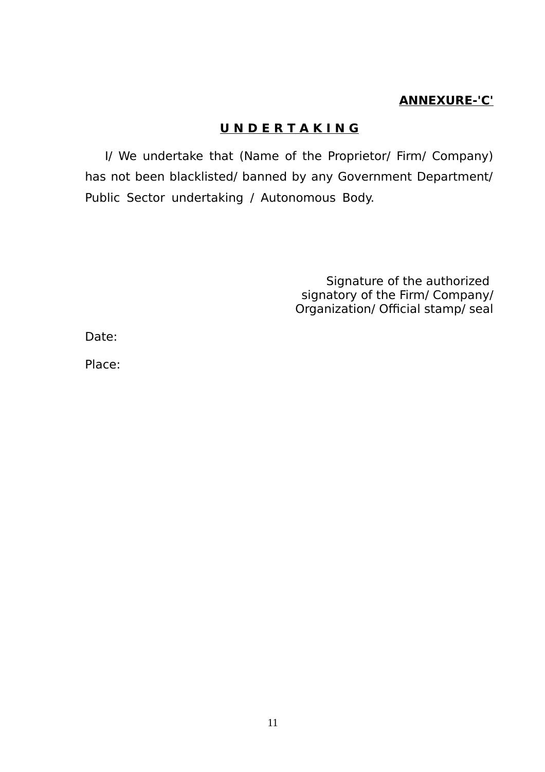**ANNEXURE-'C'**

## U N D E R T A K I N G

I/ We undertake that (Name of the Proprietor/ Firm/ Company) has not been blacklisted/ banned by any Government Department/ Public Sector undertaking / Autonomous Body.

Signature of the authorized
signatory of the Firm/ Company/
Organization/ Official stamp/ seal

Date:

Place: